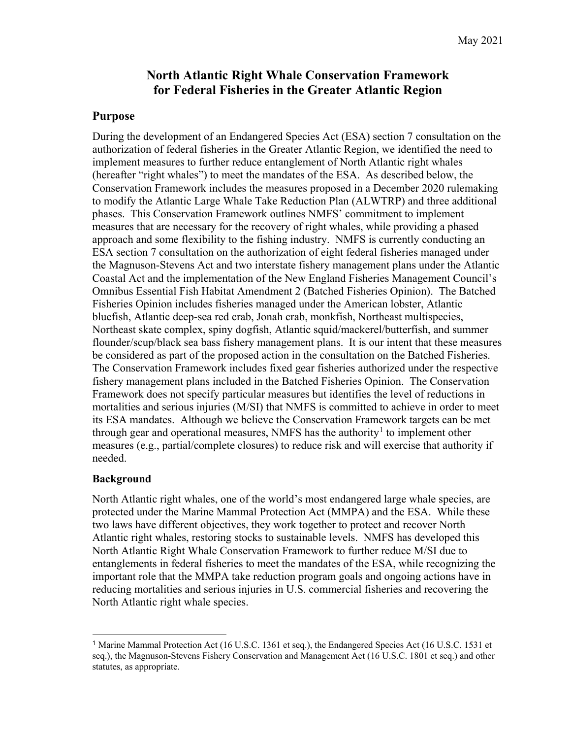May 2021

# North Atlantic Right Whale Conservation Framework for Federal Fisheries in the Greater Atlantic Region

## Purpose

During the development of an Endangered Species Act (ESA) section 7 consultation on the authorization of federal fisheries in the Greater Atlantic Region, we identified the need to implement measures to further reduce entanglement of North Atlantic right whales (hereafter "right whales") to meet the mandates of the ESA. As described below, the Conservation Framework includes the measures proposed in a December 2020 rulemaking to modify the Atlantic Large Whale Take Reduction Plan (ALWTRP) and three additional phases. This Conservation Framework outlines NMFS' commitment to implement measures that are necessary for the recovery of right whales, while providing a phased approach and some flexibility to the fishing industry. NMFS is currently conducting an ESA section 7 consultation on the authorization of eight federal fisheries managed under the Magnuson-Stevens Act and two interstate fishery management plans under the Atlantic Coastal Act and the implementation of the New England Fisheries Management Council's Omnibus Essential Fish Habitat Amendment 2 (Batched Fisheries Opinion). The Batched Fisheries Opinion includes fisheries managed under the American lobster, Atlantic bluefish, Atlantic deep-sea red crab, Jonah crab, monkfish, Northeast multispecies, Northeast skate complex, spiny dogfish, Atlantic squid/mackerel/butterfish, and summer flounder/scup/black sea bass fishery management plans. It is our intent that these measures be considered as part of the proposed action in the consultation on the Batched Fisheries. The Conservation Framework includes fixed gear fisheries authorized under the respective fishery management plans included in the Batched Fisheries Opinion. The Conservation Framework does not specify particular measures but identifies the level of reductions in mortalities and serious injuries (M/SI) that NMFS is committed to achieve in order to meet its ESA mandates. Although we believe the Conservation Framework targets can be met through gear and operational measures, NMFS has the authority[1] to implement other measures (e.g., partial/complete closures) to reduce risk and will exercise that authority if needed.

## Background

North Atlantic right whales, one of the world's most endangered large whale species, are protected under the Marine Mammal Protection Act (MMPA) and the ESA. While these two laws have different objectives, they work together to protect and recover North Atlantic right whales, restoring stocks to sustainable levels. NMFS has developed this North Atlantic Right Whale Conservation Framework to further reduce M/SI due to entanglements in federal fisheries to meet the mandates of the ESA, while recognizing the important role that the MMPA take reduction program goals and ongoing actions have in reducing mortalities and serious injuries in U.S. commercial fisheries and recovering the North Atlantic right whale species.

---

[1] Marine Mammal Protection Act (16 U.S.C. 1361 et seq.), the Endangered Species Act (16 U.S.C. 1531 et seq.), the Magnuson-Stevens Fishery Conservation and Management Act (16 U.S.C. 1801 et seq.) and other statutes, as appropriate.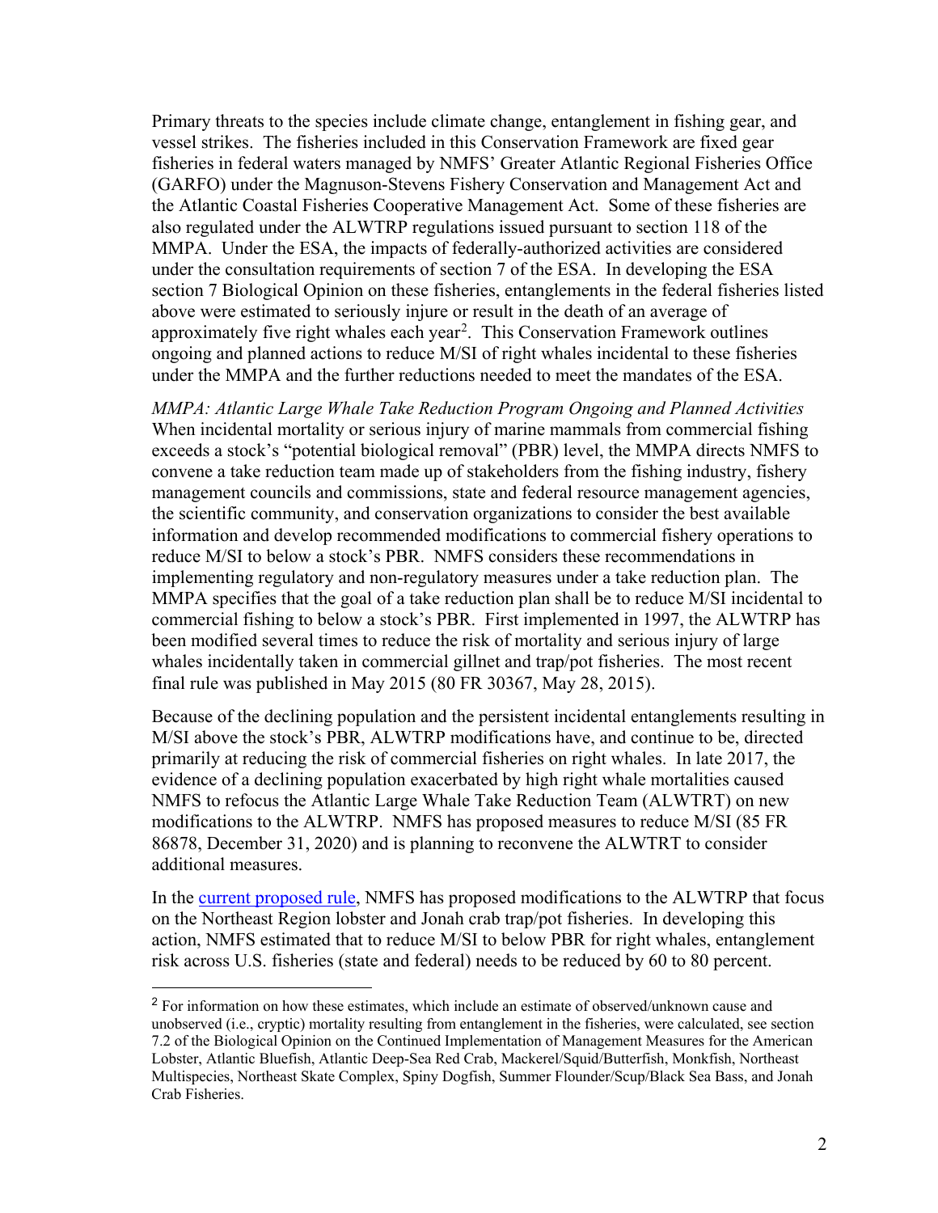Primary threats to the species include climate change, entanglement in fishing gear, and vessel strikes. The fisheries included in this Conservation Framework are fixed gear fisheries in federal waters managed by NMFS' Greater Atlantic Regional Fisheries Office (GARFO) under the Magnuson-Stevens Fishery Conservation and Management Act and the Atlantic Coastal Fisheries Cooperative Management Act. Some of these fisheries are also regulated under the ALWTRP regulations issued pursuant to section 118 of the MMPA. Under the ESA, the impacts of federally-authorized activities are considered under the consultation requirements of section 7 of the ESA. In developing the ESA section 7 Biological Opinion on these fisheries, entanglements in the federal fisheries listed above were estimated to seriously injure or result in the death of an average of approximately five right whales each year[2]. This Conservation Framework outlines ongoing and planned actions to reduce M/SI of right whales incidental to these fisheries under the MMPA and the further reductions needed to meet the mandates of the ESA.

*MMPA: Atlantic Large Whale Take Reduction Program Ongoing and Planned Activities*
When incidental mortality or serious injury of marine mammals from commercial fishing exceeds a stock's "potential biological removal" (PBR) level, the MMPA directs NMFS to convene a take reduction team made up of stakeholders from the fishing industry, fishery management councils and commissions, state and federal resource management agencies, the scientific community, and conservation organizations to consider the best available information and develop recommended modifications to commercial fishery operations to reduce M/SI to below a stock's PBR. NMFS considers these recommendations in implementing regulatory and non-regulatory measures under a take reduction plan. The MMPA specifies that the goal of a take reduction plan shall be to reduce M/SI incidental to commercial fishing to below a stock's PBR. First implemented in 1997, the ALWTRP has been modified several times to reduce the risk of mortality and serious injury of large whales incidentally taken in commercial gillnet and trap/pot fisheries. The most recent final rule was published in May 2015 (80 FR 30367, May 28, 2015).

Because of the declining population and the persistent incidental entanglements resulting in M/SI above the stock's PBR, ALWTRP modifications have, and continue to be, directed primarily at reducing the risk of commercial fisheries on right whales. In late 2017, the evidence of a declining population exacerbated by high right whale mortalities caused NMFS to refocus the Atlantic Large Whale Take Reduction Team (ALWTRT) on new modifications to the ALWTRP. NMFS has proposed measures to reduce M/SI (85 FR 86878, December 31, 2020) and is planning to reconvene the ALWTRT to consider additional measures.

In the current proposed rule, NMFS has proposed modifications to the ALWTRP that focus on the Northeast Region lobster and Jonah crab trap/pot fisheries. In developing this action, NMFS estimated that to reduce M/SI to below PBR for right whales, entanglement risk across U.S. fisheries (state and federal) needs to be reduced by 60 to 80 percent.

[2] For information on how these estimates, which include an estimate of observed/unknown cause and unobserved (i.e., cryptic) mortality resulting from entanglement in the fisheries, were calculated, see section 7.2 of the Biological Opinion on the Continued Implementation of Management Measures for the American Lobster, Atlantic Bluefish, Atlantic Deep-Sea Red Crab, Mackerel/Squid/Butterfish, Monkfish, Northeast Multispecies, Northeast Skate Complex, Spiny Dogfish, Summer Flounder/Scup/Black Sea Bass, and Jonah Crab Fisheries.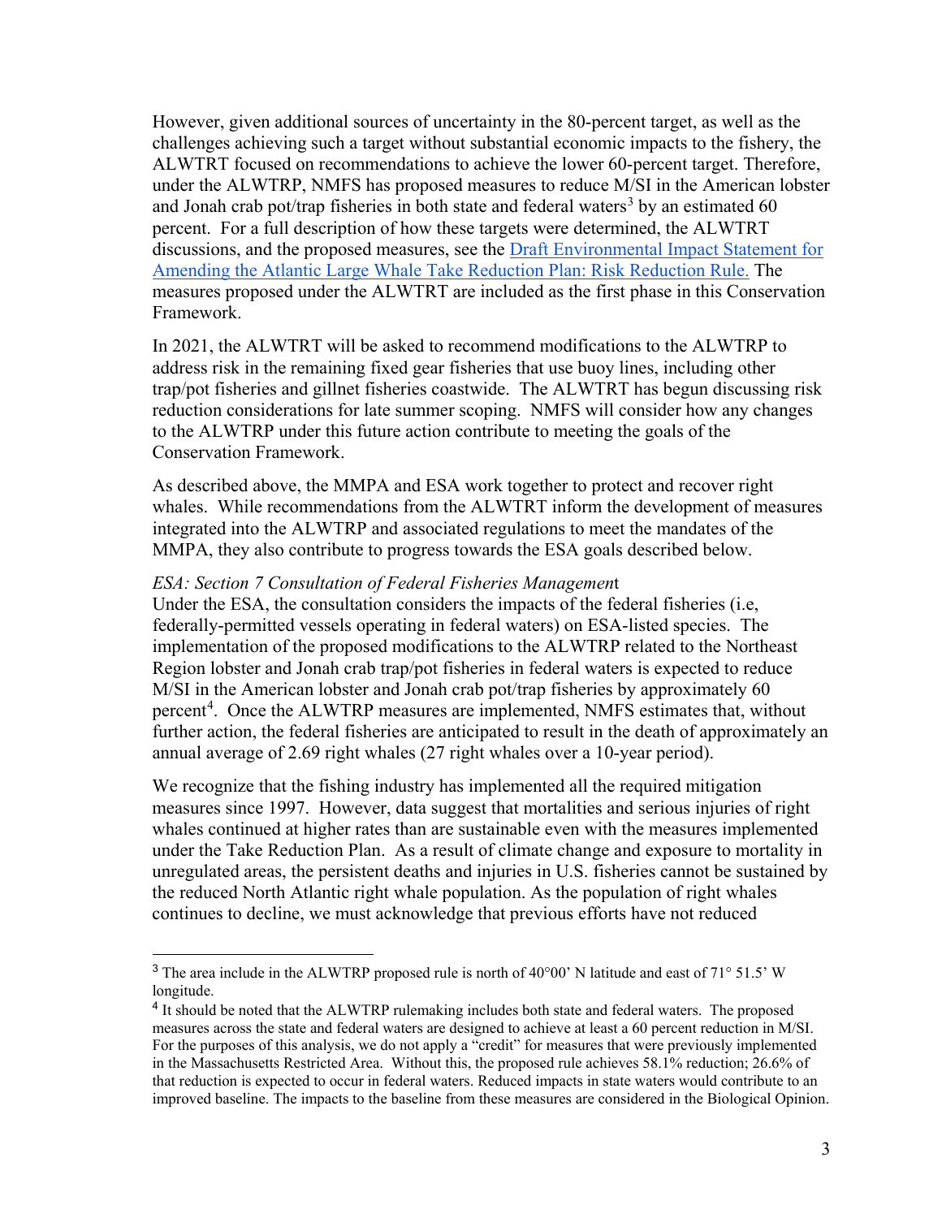However, given additional sources of uncertainty in the 80-percent target, as well as the challenges achieving such a target without substantial economic impacts to the fishery, the ALWTRT focused on recommendations to achieve the lower 60-percent target. Therefore, under the ALWTRP, NMFS has proposed measures to reduce M/SI in the American lobster and Jonah crab pot/trap fisheries in both state and federal waters[3] by an estimated 60 percent. For a full description of how these targets were determined, the ALWTRT discussions, and the proposed measures, see the [Draft Environmental Impact Statement for Amending the Atlantic Large Whale Take Reduction Plan: Risk Reduction Rule.]() The measures proposed under the ALWTRT are included as the first phase in this Conservation Framework.

In 2021, the ALWTRT will be asked to recommend modifications to the ALWTRP to address risk in the remaining fixed gear fisheries that use buoy lines, including other trap/pot fisheries and gillnet fisheries coastwide. The ALWTRT has begun discussing risk reduction considerations for late summer scoping. NMFS will consider how any changes to the ALWTRP under this future action contribute to meeting the goals of the Conservation Framework.

As described above, the MMPA and ESA work together to protect and recover right whales. While recommendations from the ALWTRT inform the development of measures integrated into the ALWTRP and associated regulations to meet the mandates of the MMPA, they also contribute to progress towards the ESA goals described below.

*ESA: Section 7 Consultation of Federal Fisheries Management*

Under the ESA, the consultation considers the impacts of the federal fisheries (i.e, federally-permitted vessels operating in federal waters) on ESA-listed species. The implementation of the proposed modifications to the ALWTRP related to the Northeast Region lobster and Jonah crab trap/pot fisheries in federal waters is expected to reduce M/SI in the American lobster and Jonah crab pot/trap fisheries by approximately 60 percent[4]. Once the ALWTRP measures are implemented, NMFS estimates that, without further action, the federal fisheries are anticipated to result in the death of approximately an annual average of 2.69 right whales (27 right whales over a 10-year period).

We recognize that the fishing industry has implemented all the required mitigation measures since 1997. However, data suggest that mortalities and serious injuries of right whales continued at higher rates than are sustainable even with the measures implemented under the Take Reduction Plan. As a result of climate change and exposure to mortality in unregulated areas, the persistent deaths and injuries in U.S. fisheries cannot be sustained by the reduced North Atlantic right whale population. As the population of right whales continues to decline, we must acknowledge that previous efforts have not reduced

---

[3] The area include in the ALWTRP proposed rule is north of 40°00' N latitude and east of 71° 51.5' W longitude.

[4] It should be noted that the ALWTRP rulemaking includes both state and federal waters. The proposed measures across the state and federal waters are designed to achieve at least a 60 percent reduction in M/SI. For the purposes of this analysis, we do not apply a "credit" for measures that were previously implemented in the Massachusetts Restricted Area. Without this, the proposed rule achieves 58.1% reduction; 26.6% of that reduction is expected to occur in federal waters. Reduced impacts in state waters would contribute to an improved baseline. The impacts to the baseline from these measures are considered in the Biological Opinion.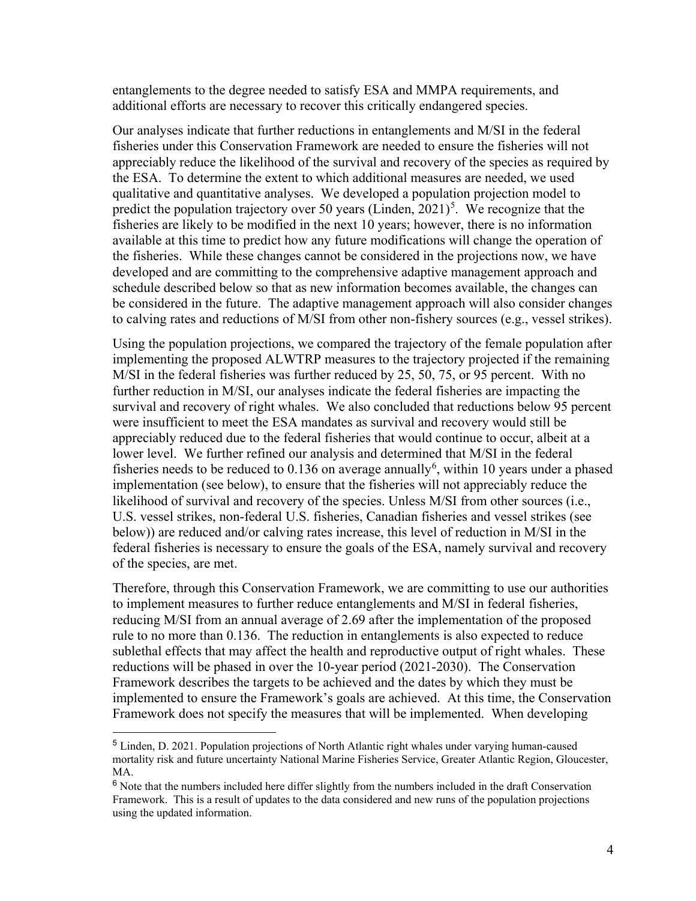entanglements to the degree needed to satisfy ESA and MMPA requirements, and additional efforts are necessary to recover this critically endangered species.

Our analyses indicate that further reductions in entanglements and M/SI in the federal fisheries under this Conservation Framework are needed to ensure the fisheries will not appreciably reduce the likelihood of the survival and recovery of the species as required by the ESA. To determine the extent to which additional measures are needed, we used qualitative and quantitative analyses. We developed a population projection model to predict the population trajectory over 50 years (Linden, 2021)[5]. We recognize that the fisheries are likely to be modified in the next 10 years; however, there is no information available at this time to predict how any future modifications will change the operation of the fisheries. While these changes cannot be considered in the projections now, we have developed and are committing to the comprehensive adaptive management approach and schedule described below so that as new information becomes available, the changes can be considered in the future. The adaptive management approach will also consider changes to calving rates and reductions of M/SI from other non-fishery sources (e.g., vessel strikes).

Using the population projections, we compared the trajectory of the female population after implementing the proposed ALWTRP measures to the trajectory projected if the remaining M/SI in the federal fisheries was further reduced by 25, 50, 75, or 95 percent. With no further reduction in M/SI, our analyses indicate the federal fisheries are impacting the survival and recovery of right whales. We also concluded that reductions below 95 percent were insufficient to meet the ESA mandates as survival and recovery would still be appreciably reduced due to the federal fisheries that would continue to occur, albeit at a lower level. We further refined our analysis and determined that M/SI in the federal fisheries needs to be reduced to 0.136 on average annually[6], within 10 years under a phased implementation (see below), to ensure that the fisheries will not appreciably reduce the likelihood of survival and recovery of the species. Unless M/SI from other sources (i.e., U.S. vessel strikes, non-federal U.S. fisheries, Canadian fisheries and vessel strikes (see below)) are reduced and/or calving rates increase, this level of reduction in M/SI in the federal fisheries is necessary to ensure the goals of the ESA, namely survival and recovery of the species, are met.

Therefore, through this Conservation Framework, we are committing to use our authorities to implement measures to further reduce entanglements and M/SI in federal fisheries, reducing M/SI from an annual average of 2.69 after the implementation of the proposed rule to no more than 0.136. The reduction in entanglements is also expected to reduce sublethal effects that may affect the health and reproductive output of right whales. These reductions will be phased in over the 10-year period (2021-2030). The Conservation Framework describes the targets to be achieved and the dates by which they must be implemented to ensure the Framework's goals are achieved. At this time, the Conservation Framework does not specify the measures that will be implemented. When developing

[5] Linden, D. 2021. Population projections of North Atlantic right whales under varying human-caused mortality risk and future uncertainty National Marine Fisheries Service, Greater Atlantic Region, Gloucester, MA.

[6] Note that the numbers included here differ slightly from the numbers included in the draft Conservation Framework. This is a result of updates to the data considered and new runs of the population projections using the updated information.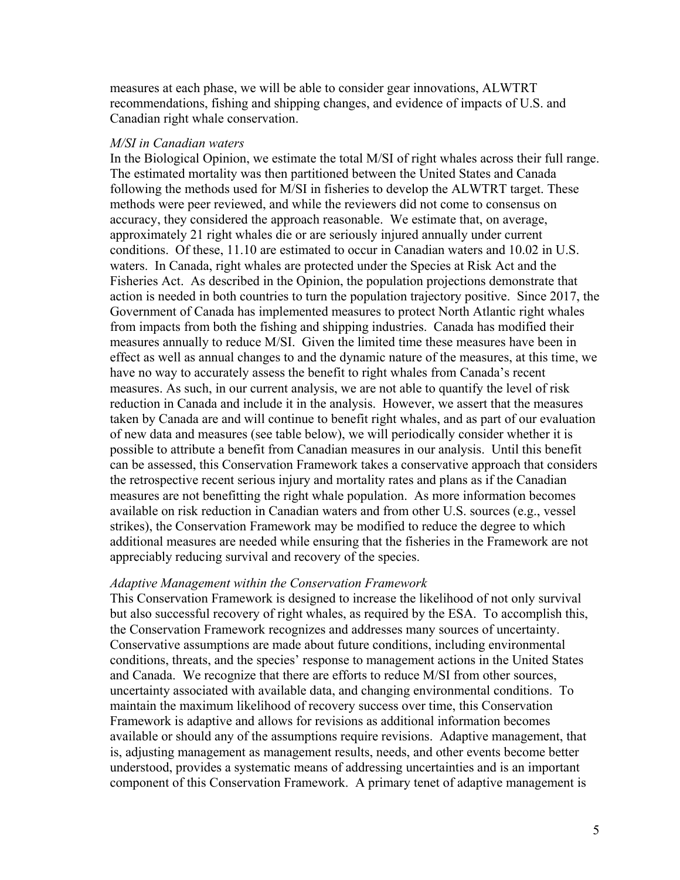measures at each phase, we will be able to consider gear innovations, ALWTRT recommendations, fishing and shipping changes, and evidence of impacts of U.S. and Canadian right whale conservation.

*M/SI in Canadian waters*

In the Biological Opinion, we estimate the total M/SI of right whales across their full range. The estimated mortality was then partitioned between the United States and Canada following the methods used for M/SI in fisheries to develop the ALWTRT target. These methods were peer reviewed, and while the reviewers did not come to consensus on accuracy, they considered the approach reasonable. We estimate that, on average, approximately 21 right whales die or are seriously injured annually under current conditions. Of these, 11.10 are estimated to occur in Canadian waters and 10.02 in U.S. waters. In Canada, right whales are protected under the Species at Risk Act and the Fisheries Act. As described in the Opinion, the population projections demonstrate that action is needed in both countries to turn the population trajectory positive. Since 2017, the Government of Canada has implemented measures to protect North Atlantic right whales from impacts from both the fishing and shipping industries. Canada has modified their measures annually to reduce M/SI. Given the limited time these measures have been in effect as well as annual changes to and the dynamic nature of the measures, at this time, we have no way to accurately assess the benefit to right whales from Canada's recent measures. As such, in our current analysis, we are not able to quantify the level of risk reduction in Canada and include it in the analysis. However, we assert that the measures taken by Canada are and will continue to benefit right whales, and as part of our evaluation of new data and measures (see table below), we will periodically consider whether it is possible to attribute a benefit from Canadian measures in our analysis. Until this benefit can be assessed, this Conservation Framework takes a conservative approach that considers the retrospective recent serious injury and mortality rates and plans as if the Canadian measures are not benefitting the right whale population. As more information becomes available on risk reduction in Canadian waters and from other U.S. sources (e.g., vessel strikes), the Conservation Framework may be modified to reduce the degree to which additional measures are needed while ensuring that the fisheries in the Framework are not appreciably reducing survival and recovery of the species.

*Adaptive Management within the Conservation Framework*

This Conservation Framework is designed to increase the likelihood of not only survival but also successful recovery of right whales, as required by the ESA. To accomplish this, the Conservation Framework recognizes and addresses many sources of uncertainty. Conservative assumptions are made about future conditions, including environmental conditions, threats, and the species' response to management actions in the United States and Canada. We recognize that there are efforts to reduce M/SI from other sources, uncertainty associated with available data, and changing environmental conditions. To maintain the maximum likelihood of recovery success over time, this Conservation Framework is adaptive and allows for revisions as additional information becomes available or should any of the assumptions require revisions. Adaptive management, that is, adjusting management as management results, needs, and other events become better understood, provides a systematic means of addressing uncertainties and is an important component of this Conservation Framework. A primary tenet of adaptive management is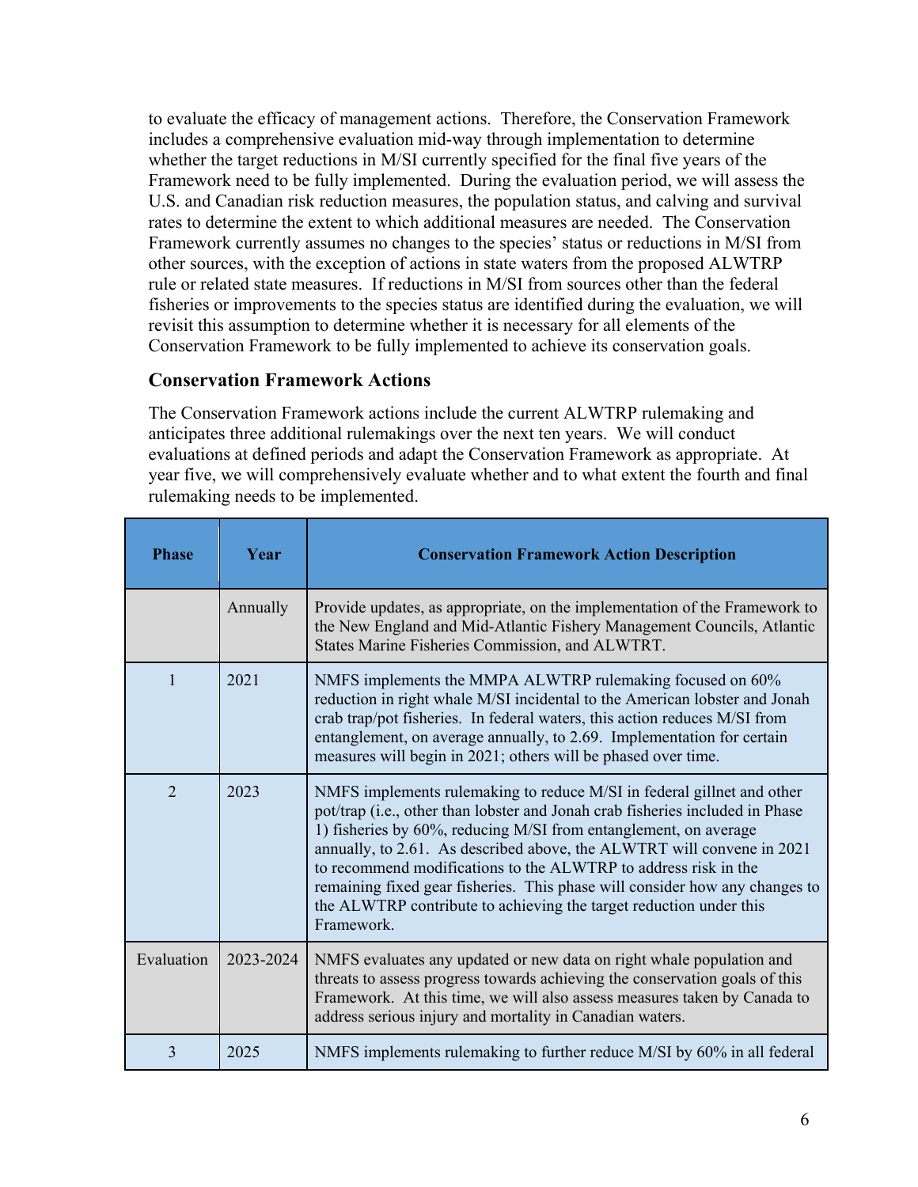to evaluate the efficacy of management actions. Therefore, the Conservation Framework includes a comprehensive evaluation mid-way through implementation to determine whether the target reductions in M/SI currently specified for the final five years of the Framework need to be fully implemented. During the evaluation period, we will assess the U.S. and Canadian risk reduction measures, the population status, and calving and survival rates to determine the extent to which additional measures are needed. The Conservation Framework currently assumes no changes to the species' status or reductions in M/SI from other sources, with the exception of actions in state waters from the proposed ALWTRP rule or related state measures. If reductions in M/SI from sources other than the federal fisheries or improvements to the species status are identified during the evaluation, we will revisit this assumption to determine whether it is necessary for all elements of the Conservation Framework to be fully implemented to achieve its conservation goals.

### Conservation Framework Actions

The Conservation Framework actions include the current ALWTRP rulemaking and anticipates three additional rulemakings over the next ten years. We will conduct evaluations at defined periods and adapt the Conservation Framework as appropriate. At year five, we will comprehensively evaluate whether and to what extent the fourth and final rulemaking needs to be implemented.

| Phase | Year | Conservation Framework Action Description |
|---|---|---|
| | Annually | Provide updates, as appropriate, on the implementation of the Framework to the New England and Mid-Atlantic Fishery Management Councils, Atlantic States Marine Fisheries Commission, and ALWTRT. |
| 1 | 2021 | NMFS implements the MMPA ALWTRP rulemaking focused on 60% reduction in right whale M/SI incidental to the American lobster and Jonah crab trap/pot fisheries. In federal waters, this action reduces M/SI from entanglement, on average annually, to 2.69. Implementation for certain measures will begin in 2021; others will be phased over time. |
| 2 | 2023 | NMFS implements rulemaking to reduce M/SI in federal gillnet and other pot/trap (i.e., other than lobster and Jonah crab fisheries included in Phase 1) fisheries by 60%, reducing M/SI from entanglement, on average annually, to 2.61. As described above, the ALWTRT will convene in 2021 to recommend modifications to the ALWTRP to address risk in the remaining fixed gear fisheries. This phase will consider how any changes to the ALWTRP contribute to achieving the target reduction under this Framework. |
| Evaluation | 2023-2024 | NMFS evaluates any updated or new data on right whale population and threats to assess progress towards achieving the conservation goals of this Framework. At this time, we will also assess measures taken by Canada to address serious injury and mortality in Canadian waters. |
| 3 | 2025 | NMFS implements rulemaking to further reduce M/SI by 60% in all federal |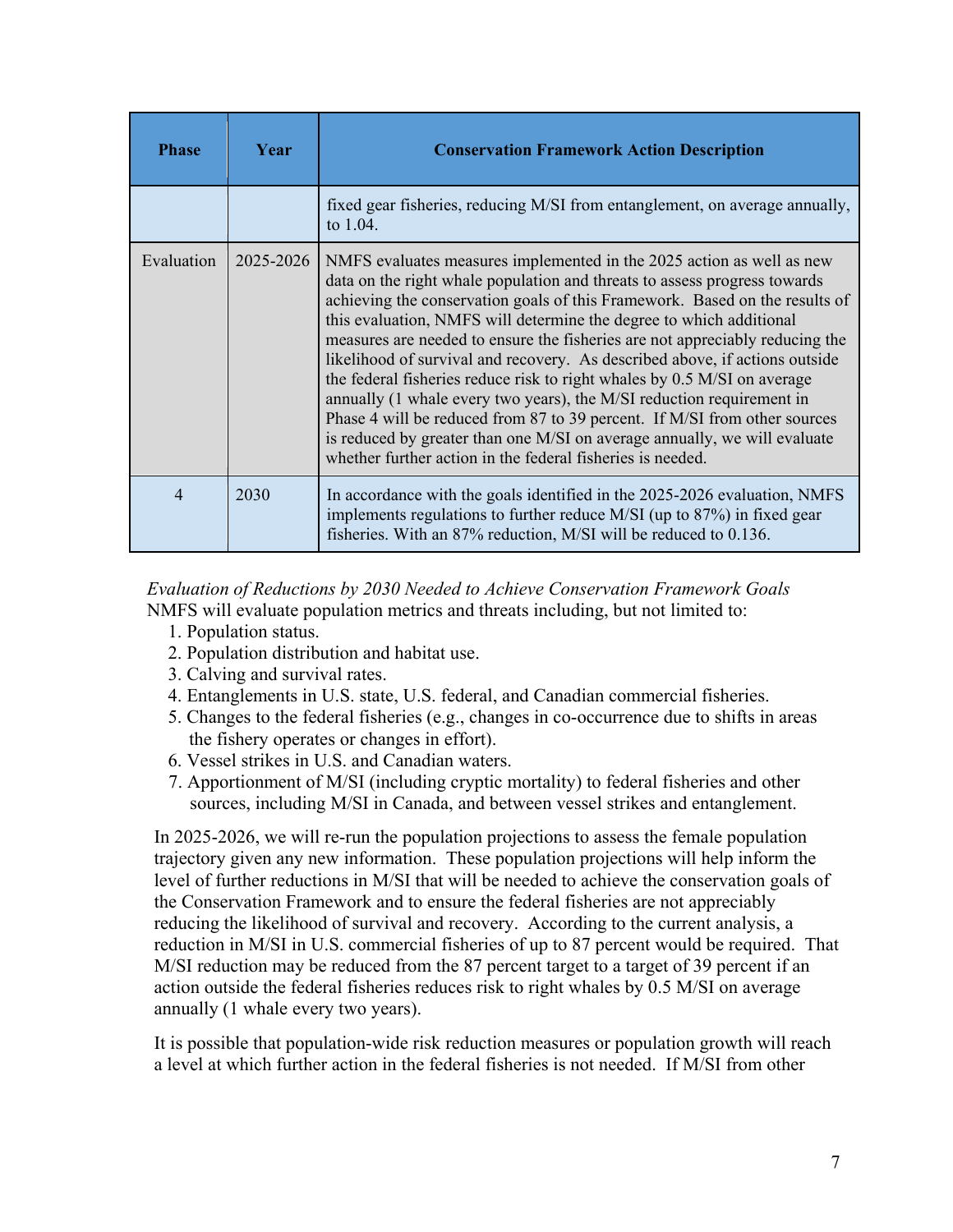| Phase | Year | Conservation Framework Action Description |
|---|---|---|
| | | fixed gear fisheries, reducing M/SI from entanglement, on average annually, to 1.04. |
| Evaluation | 2025-2026 | NMFS evaluates measures implemented in the 2025 action as well as new data on the right whale population and threats to assess progress towards achieving the conservation goals of this Framework. Based on the results of this evaluation, NMFS will determine the degree to which additional measures are needed to ensure the fisheries are not appreciably reducing the likelihood of survival and recovery. As described above, if actions outside the federal fisheries reduce risk to right whales by 0.5 M/SI on average annually (1 whale every two years), the M/SI reduction requirement in Phase 4 will be reduced from 87 to 39 percent. If M/SI from other sources is reduced by greater than one M/SI on average annually, we will evaluate whether further action in the federal fisheries is needed. |
| 4 | 2030 | In accordance with the goals identified in the 2025-2026 evaluation, NMFS implements regulations to further reduce M/SI (up to 87%) in fixed gear fisheries. With an 87% reduction, M/SI will be reduced to 0.136. |

*Evaluation of Reductions by 2030 Needed to Achieve Conservation Framework Goals*

NMFS will evaluate population metrics and threats including, but not limited to:

1. Population status.
2. Population distribution and habitat use.
3. Calving and survival rates.
4. Entanglements in U.S. state, U.S. federal, and Canadian commercial fisheries.
5. Changes to the federal fisheries (e.g., changes in co-occurrence due to shifts in areas the fishery operates or changes in effort).
6. Vessel strikes in U.S. and Canadian waters.
7. Apportionment of M/SI (including cryptic mortality) to federal fisheries and other sources, including M/SI in Canada, and between vessel strikes and entanglement.

In 2025-2026, we will re-run the population projections to assess the female population trajectory given any new information. These population projections will help inform the level of further reductions in M/SI that will be needed to achieve the conservation goals of the Conservation Framework and to ensure the federal fisheries are not appreciably reducing the likelihood of survival and recovery. According to the current analysis, a reduction in M/SI in U.S. commercial fisheries of up to 87 percent would be required. That M/SI reduction may be reduced from the 87 percent target to a target of 39 percent if an action outside the federal fisheries reduces risk to right whales by 0.5 M/SI on average annually (1 whale every two years).

It is possible that population-wide risk reduction measures or population growth will reach a level at which further action in the federal fisheries is not needed. If M/SI from other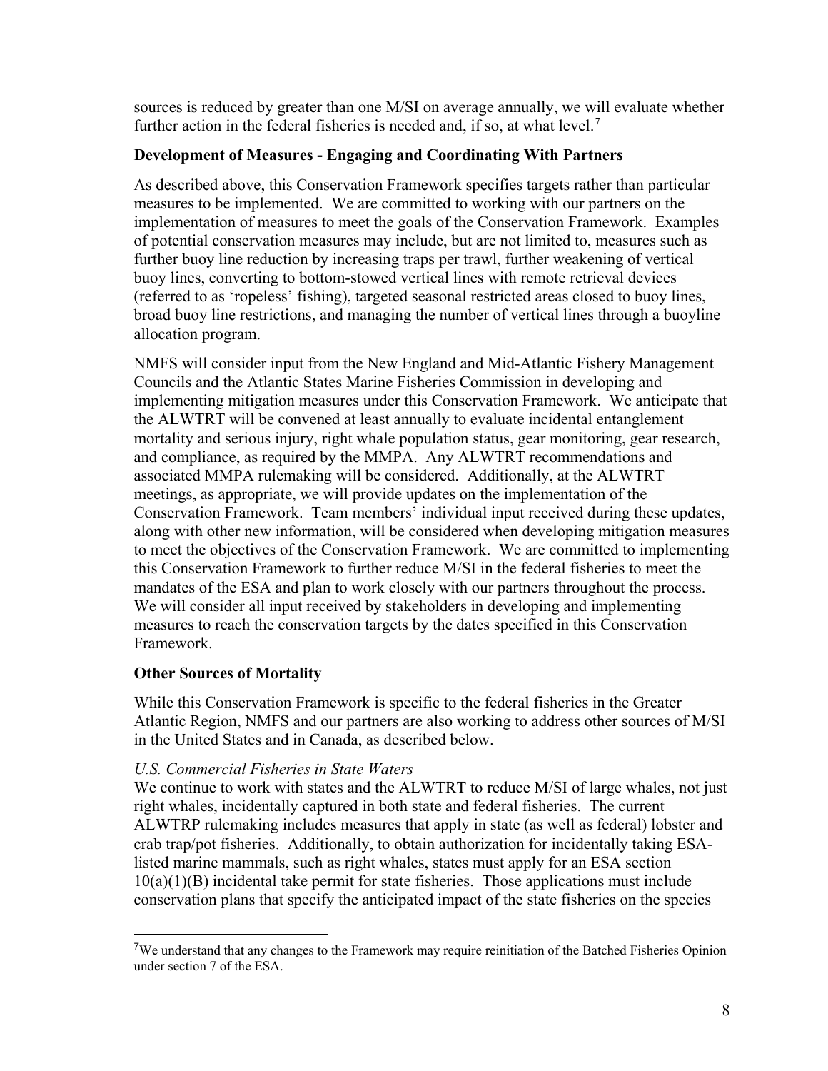sources is reduced by greater than one M/SI on average annually, we will evaluate whether further action in the federal fisheries is needed and, if so, at what level.[7]

**Development of Measures - Engaging and Coordinating With Partners**

As described above, this Conservation Framework specifies targets rather than particular measures to be implemented. We are committed to working with our partners on the implementation of measures to meet the goals of the Conservation Framework. Examples of potential conservation measures may include, but are not limited to, measures such as further buoy line reduction by increasing traps per trawl, further weakening of vertical buoy lines, converting to bottom-stowed vertical lines with remote retrieval devices (referred to as 'ropeless' fishing), targeted seasonal restricted areas closed to buoy lines, broad buoy line restrictions, and managing the number of vertical lines through a buoyline allocation program.

NMFS will consider input from the New England and Mid-Atlantic Fishery Management Councils and the Atlantic States Marine Fisheries Commission in developing and implementing mitigation measures under this Conservation Framework. We anticipate that the ALWTRT will be convened at least annually to evaluate incidental entanglement mortality and serious injury, right whale population status, gear monitoring, gear research, and compliance, as required by the MMPA. Any ALWTRT recommendations and associated MMPA rulemaking will be considered. Additionally, at the ALWTRT meetings, as appropriate, we will provide updates on the implementation of the Conservation Framework. Team members' individual input received during these updates, along with other new information, will be considered when developing mitigation measures to meet the objectives of the Conservation Framework. We are committed to implementing this Conservation Framework to further reduce M/SI in the federal fisheries to meet the mandates of the ESA and plan to work closely with our partners throughout the process. We will consider all input received by stakeholders in developing and implementing measures to reach the conservation targets by the dates specified in this Conservation Framework.

**Other Sources of Mortality**

While this Conservation Framework is specific to the federal fisheries in the Greater Atlantic Region, NMFS and our partners are also working to address other sources of M/SI in the United States and in Canada, as described below.

*U.S. Commercial Fisheries in State Waters*

We continue to work with states and the ALWTRT to reduce M/SI of large whales, not just right whales, incidentally captured in both state and federal fisheries. The current ALWTRP rulemaking includes measures that apply in state (as well as federal) lobster and crab trap/pot fisheries. Additionally, to obtain authorization for incidentally taking ESA-listed marine mammals, such as right whales, states must apply for an ESA section 10(a)(1)(B) incidental take permit for state fisheries. Those applications must include conservation plans that specify the anticipated impact of the state fisheries on the species

---

[7] We understand that any changes to the Framework may require reinitiation of the Batched Fisheries Opinion under section 7 of the ESA.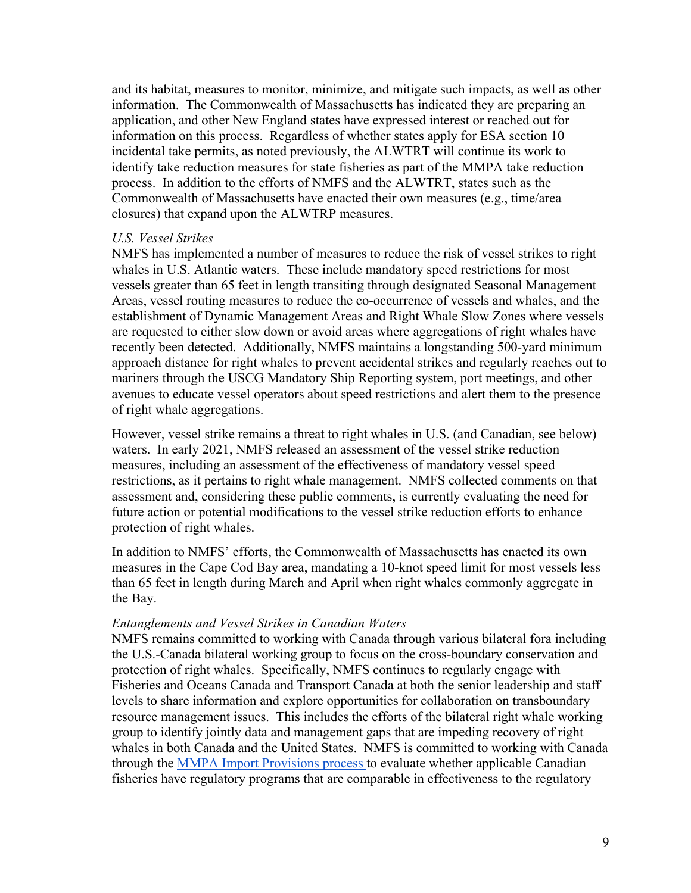and its habitat, measures to monitor, minimize, and mitigate such impacts, as well as other information. The Commonwealth of Massachusetts has indicated they are preparing an application, and other New England states have expressed interest or reached out for information on this process. Regardless of whether states apply for ESA section 10 incidental take permits, as noted previously, the ALWTRT will continue its work to identify take reduction measures for state fisheries as part of the MMPA take reduction process. In addition to the efforts of NMFS and the ALWTRT, states such as the Commonwealth of Massachusetts have enacted their own measures (e.g., time/area closures) that expand upon the ALWTRP measures.

*U.S. Vessel Strikes*

NMFS has implemented a number of measures to reduce the risk of vessel strikes to right whales in U.S. Atlantic waters. These include mandatory speed restrictions for most vessels greater than 65 feet in length transiting through designated Seasonal Management Areas, vessel routing measures to reduce the co-occurrence of vessels and whales, and the establishment of Dynamic Management Areas and Right Whale Slow Zones where vessels are requested to either slow down or avoid areas where aggregations of right whales have recently been detected. Additionally, NMFS maintains a longstanding 500-yard minimum approach distance for right whales to prevent accidental strikes and regularly reaches out to mariners through the USCG Mandatory Ship Reporting system, port meetings, and other avenues to educate vessel operators about speed restrictions and alert them to the presence of right whale aggregations.

However, vessel strike remains a threat to right whales in U.S. (and Canadian, see below) waters. In early 2021, NMFS released an assessment of the vessel strike reduction measures, including an assessment of the effectiveness of mandatory vessel speed restrictions, as it pertains to right whale management. NMFS collected comments on that assessment and, considering these public comments, is currently evaluating the need for future action or potential modifications to the vessel strike reduction efforts to enhance protection of right whales.

In addition to NMFS' efforts, the Commonwealth of Massachusetts has enacted its own measures in the Cape Cod Bay area, mandating a 10-knot speed limit for most vessels less than 65 feet in length during March and April when right whales commonly aggregate in the Bay.

*Entanglements and Vessel Strikes in Canadian Waters*

NMFS remains committed to working with Canada through various bilateral fora including the U.S.-Canada bilateral working group to focus on the cross-boundary conservation and protection of right whales. Specifically, NMFS continues to regularly engage with Fisheries and Oceans Canada and Transport Canada at both the senior leadership and staff levels to share information and explore opportunities for collaboration on transboundary resource management issues. This includes the efforts of the bilateral right whale working group to identify jointly data and management gaps that are impeding recovery of right whales in both Canada and the United States. NMFS is committed to working with Canada through the MMPA Import Provisions process to evaluate whether applicable Canadian fisheries have regulatory programs that are comparable in effectiveness to the regulatory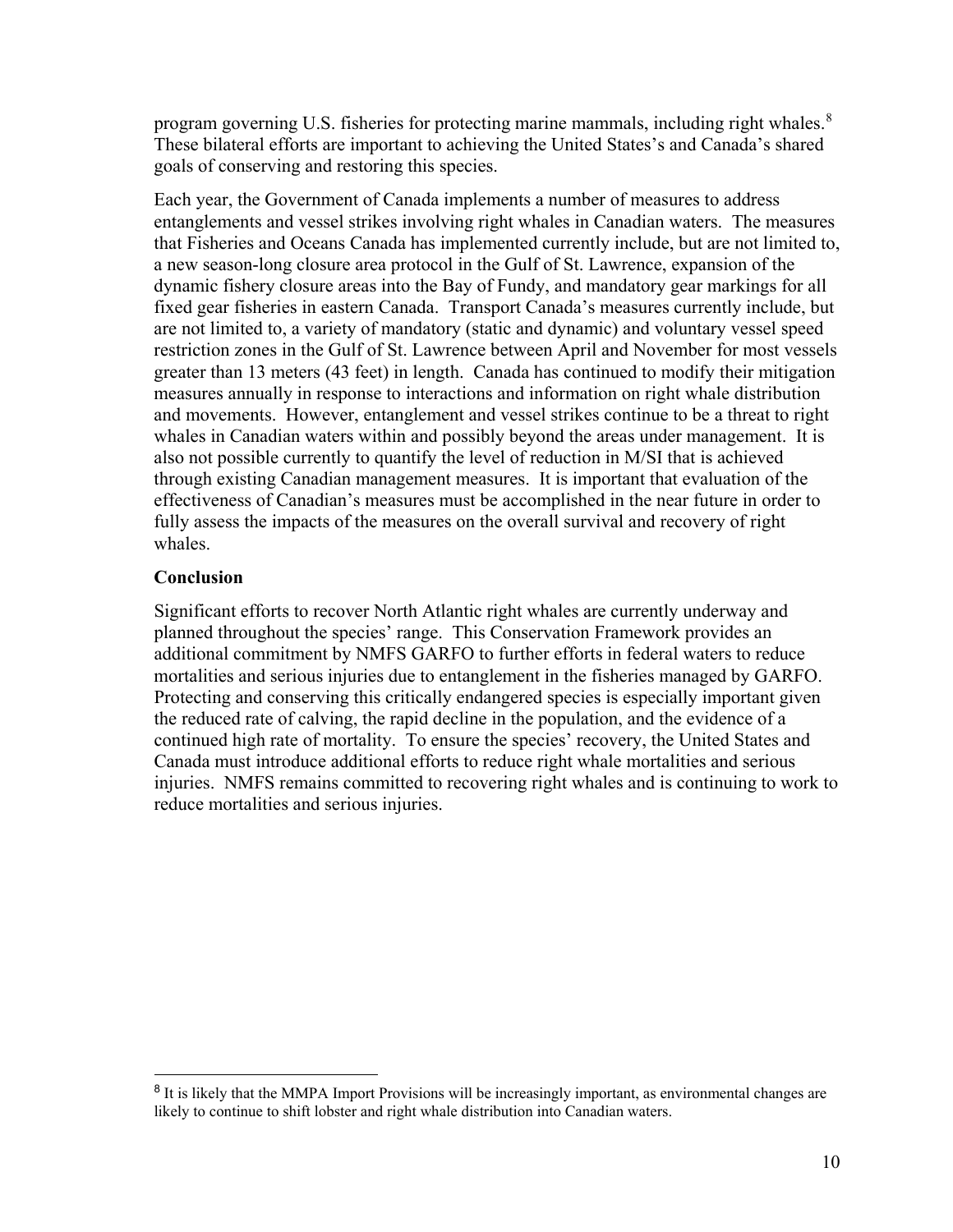program governing U.S. fisheries for protecting marine mammals, including right whales.[8] These bilateral efforts are important to achieving the United States's and Canada's shared goals of conserving and restoring this species.

Each year, the Government of Canada implements a number of measures to address entanglements and vessel strikes involving right whales in Canadian waters. The measures that Fisheries and Oceans Canada has implemented currently include, but are not limited to, a new season-long closure area protocol in the Gulf of St. Lawrence, expansion of the dynamic fishery closure areas into the Bay of Fundy, and mandatory gear markings for all fixed gear fisheries in eastern Canada. Transport Canada's measures currently include, but are not limited to, a variety of mandatory (static and dynamic) and voluntary vessel speed restriction zones in the Gulf of St. Lawrence between April and November for most vessels greater than 13 meters (43 feet) in length. Canada has continued to modify their mitigation measures annually in response to interactions and information on right whale distribution and movements. However, entanglement and vessel strikes continue to be a threat to right whales in Canadian waters within and possibly beyond the areas under management. It is also not possible currently to quantify the level of reduction in M/SI that is achieved through existing Canadian management measures. It is important that evaluation of the effectiveness of Canadian's measures must be accomplished in the near future in order to fully assess the impacts of the measures on the overall survival and recovery of right whales.

**Conclusion**

Significant efforts to recover North Atlantic right whales are currently underway and planned throughout the species' range. This Conservation Framework provides an additional commitment by NMFS GARFO to further efforts in federal waters to reduce mortalities and serious injuries due to entanglement in the fisheries managed by GARFO. Protecting and conserving this critically endangered species is especially important given the reduced rate of calving, the rapid decline in the population, and the evidence of a continued high rate of mortality. To ensure the species' recovery, the United States and Canada must introduce additional efforts to reduce right whale mortalities and serious injuries. NMFS remains committed to recovering right whales and is continuing to work to reduce mortalities and serious injuries.

[8] It is likely that the MMPA Import Provisions will be increasingly important, as environmental changes are likely to continue to shift lobster and right whale distribution into Canadian waters.